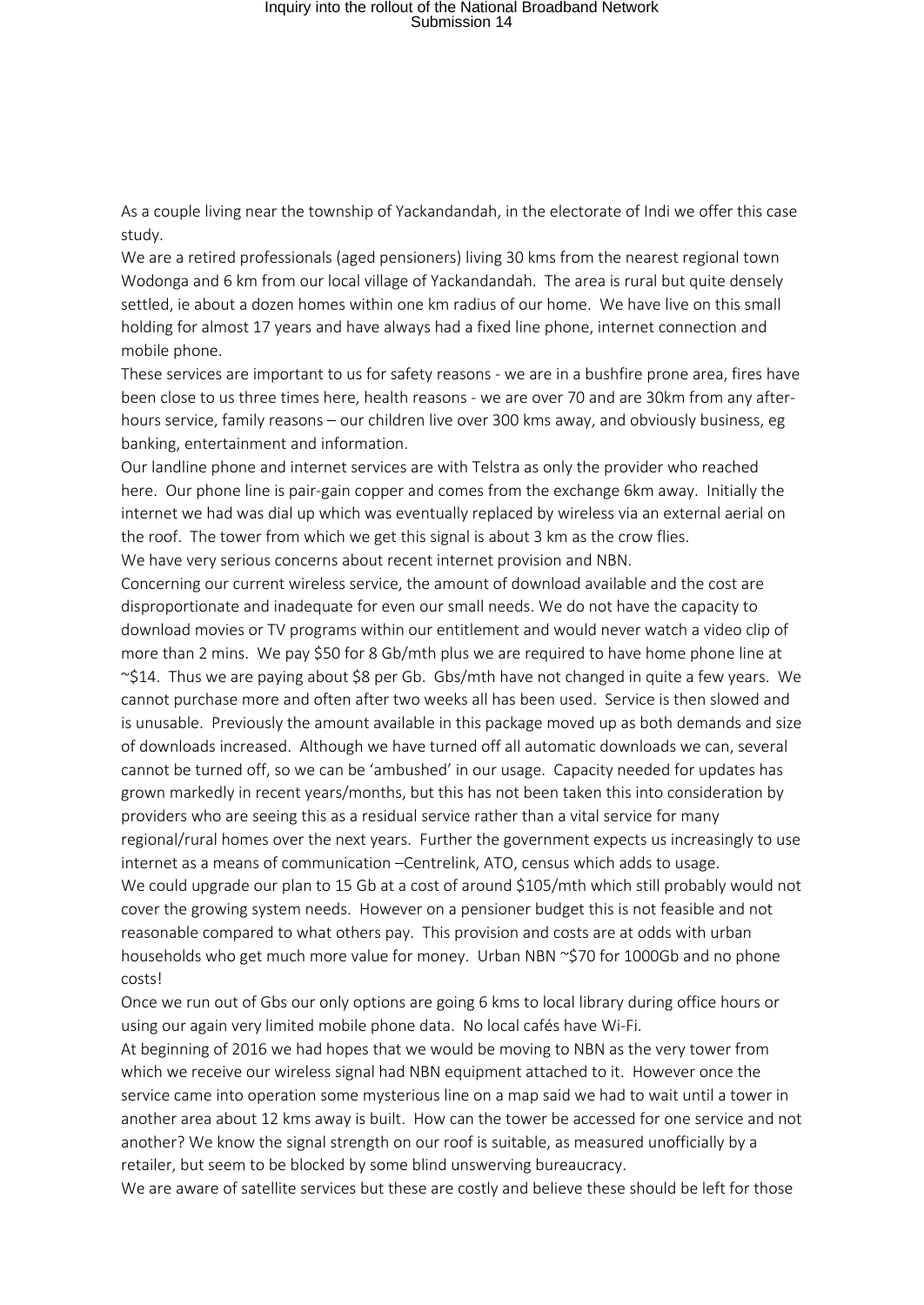As a couple living near the township of Yackandandah, in the electorate of Indi we offer this case study.

We are a retired professionals (aged pensioners) living 30 kms from the nearest regional town Wodonga and 6 km from our local village of Yackandandah. The area is rural but quite densely settled, ie about a dozen homes within one km radius of our home. We have live on this small holding for almost 17 years and have always had a fixed line phone, internet connection and mobile phone.

These services are important to us for safety reasons - we are in a bushfire prone area, fires have been close to us three times here, health reasons - we are over 70 and are 30km from any after-hours service, family reasons – our children live over 300 kms away, and obviously business, eg banking, entertainment and information.

Our landline phone and internet services are with Telstra as only the provider who reached here. Our phone line is pair-gain copper and comes from the exchange 6km away. Initially the internet we had was dial up which was eventually replaced by wireless via an external aerial on the roof. The tower from which we get this signal is about 3 km as the crow flies.

We have very serious concerns about recent internet provision and NBN.

Concerning our current wireless service, the amount of download available and the cost are disproportionate and inadequate for even our small needs. We do not have the capacity to download movies or TV programs within our entitlement and would never watch a video clip of more than 2 mins. We pay $50 for 8 Gb/mth plus we are required to have home phone line at ~$14. Thus we are paying about $8 per Gb. Gbs/mth have not changed in quite a few years. We cannot purchase more and often after two weeks all has been used. Service is then slowed and is unusable. Previously the amount available in this package moved up as both demands and size of downloads increased. Although we have turned off all automatic downloads we can, several cannot be turned off, so we can be 'ambushed' in our usage. Capacity needed for updates has grown markedly in recent years/months, but this has not been taken this into consideration by providers who are seeing this as a residual service rather than a vital service for many regional/rural homes over the next years. Further the government expects us increasingly to use internet as a means of communication –Centrelink, ATO, census which adds to usage.

We could upgrade our plan to 15 Gb at a cost of around $105/mth which still probably would not cover the growing system needs. However on a pensioner budget this is not feasible and not reasonable compared to what others pay. This provision and costs are at odds with urban households who get much more value for money. Urban NBN ~$70 for 1000Gb and no phone costs!

Once we run out of Gbs our only options are going 6 kms to local library during office hours or using our again very limited mobile phone data. No local cafés have Wi-Fi.

At beginning of 2016 we had hopes that we would be moving to NBN as the very tower from which we receive our wireless signal had NBN equipment attached to it. However once the service came into operation some mysterious line on a map said we had to wait until a tower in another area about 12 kms away is built. How can the tower be accessed for one service and not another? We know the signal strength on our roof is suitable, as measured unofficially by a retailer, but seem to be blocked by some blind unswerving bureaucracy.

We are aware of satellite services but these are costly and believe these should be left for those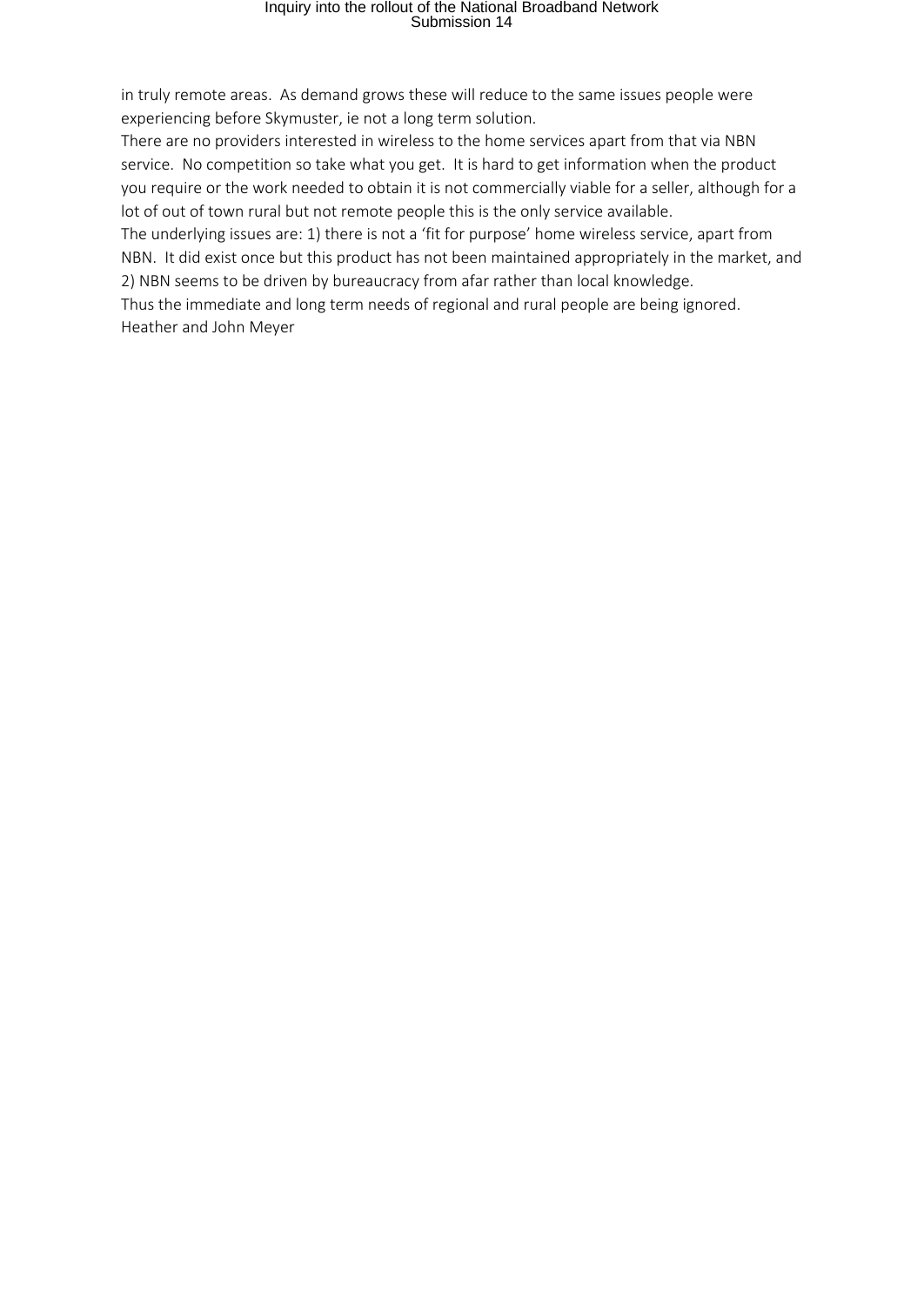in truly remote areas. As demand grows these will reduce to the same issues people were experiencing before Skymuster, ie not a long term solution.

There are no providers interested in wireless to the home services apart from that via NBN service. No competition so take what you get. It is hard to get information when the product you require or the work needed to obtain it is not commercially viable for a seller, although for a lot of out of town rural but not remote people this is the only service available.

The underlying issues are: 1) there is not a 'fit for purpose' home wireless service, apart from NBN. It did exist once but this product has not been maintained appropriately in the market, and 2) NBN seems to be driven by bureaucracy from afar rather than local knowledge.

Thus the immediate and long term needs of regional and rural people are being ignored.

Heather and John Meyer